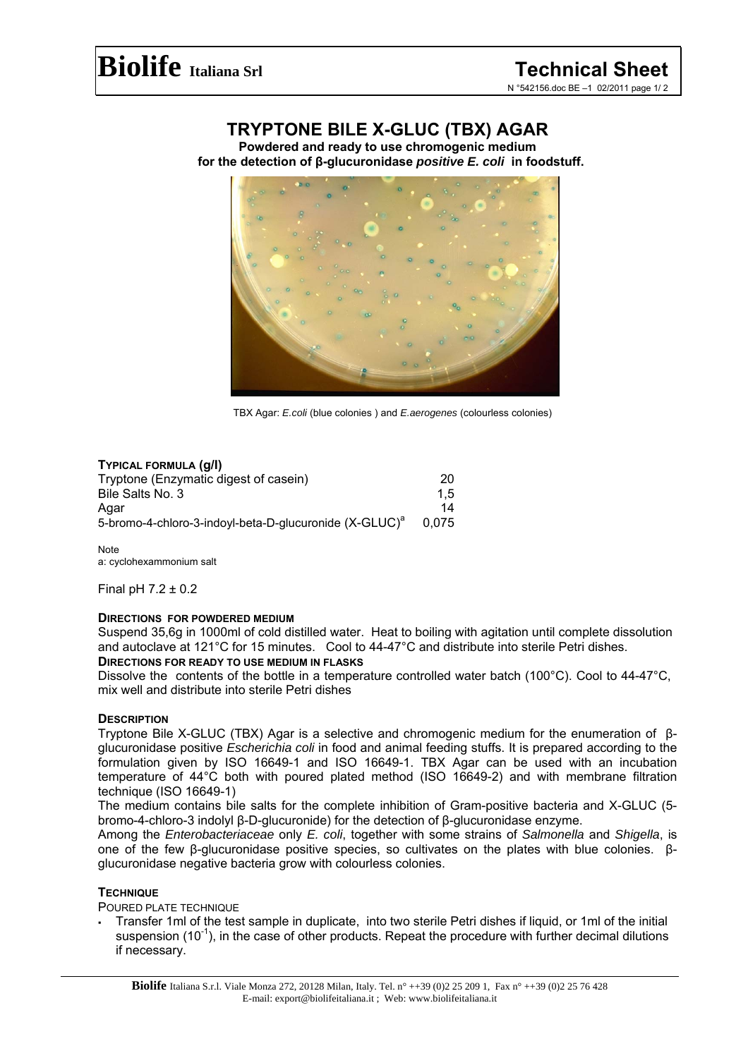# TRYPTONE BILE X-GLUC (TBX) AGAR

**Powered and ready to use chromogenic medium for the detection of β-glucuronidase *positive E. coli* in foodstuff.**

TBX Agar: *E.coli* (blue colonies ) and *E.aerogenes* (colourless colonies)

### TYPICAL FORMULA (g/l)

| | |
|---|---|
| Tryptone (Enzymatic digest of casein) | 20 |
| Bile Salts No. 3 | 1,5 |
| Agar | 14 |
| 5-bromo-4-chloro-3-indoyl-beta-D-glucuronide (X-GLUC)[a] | 0,075 |

Note
a: cyclohexammonium salt

Final pH 7.2 ± 0.2

### DIRECTIONS FOR POWDERED MEDIUM

Suspend 35,6g in 1000ml of cold distilled water. Heat to boiling with agitation until complete dissolution and autoclave at 121°C for 15 minutes. Cool to 44-47°C and distribute into sterile Petri dishes.

### DIRECTIONS FOR READY TO USE MEDIUM IN FLASKS

Dissolve the contents of the bottle in a temperature controlled water batch (100°C). Cool to 44-47°C, mix well and distribute into sterile Petri dishes

### DESCRIPTION

Tryptone Bile X-GLUC (TBX) Agar is a selective and chromogenic medium for the enumeration of β-glucuronidase positive *Escherichia coli* in food and animal feeding stuffs. It is prepared according to the formulation given by ISO 16649-1 and ISO 16649-1. TBX Agar can be used with an incubation temperature of 44°C both with poured plated method (ISO 16649-2) and with membrane filtration technique (ISO 16649-1)

The medium contains bile salts for the complete inhibition of Gram-positive bacteria and X-GLUC (5-bromo-4-chloro-3 indolyl β-D-glucuronide) for the detection of β-glucuronidase enzyme.

Among the *Enterobacteriaceae* only *E. coli*, together with some strains of *Salmonella* and *Shigella*, is one of the few β-glucuronidase positive species, so cultivates on the plates with blue colonies. β-glucuronidase negative bacteria grow with colourless colonies.

### TECHNIQUE

POURED PLATE TECHNIQUE

- Transfer 1ml of the test sample in duplicate, into two sterile Petri dishes if liquid, or 1ml of the initial suspension ($10^{-1}$), in the case of other products. Repeat the procedure with further decimal dilutions if necessary.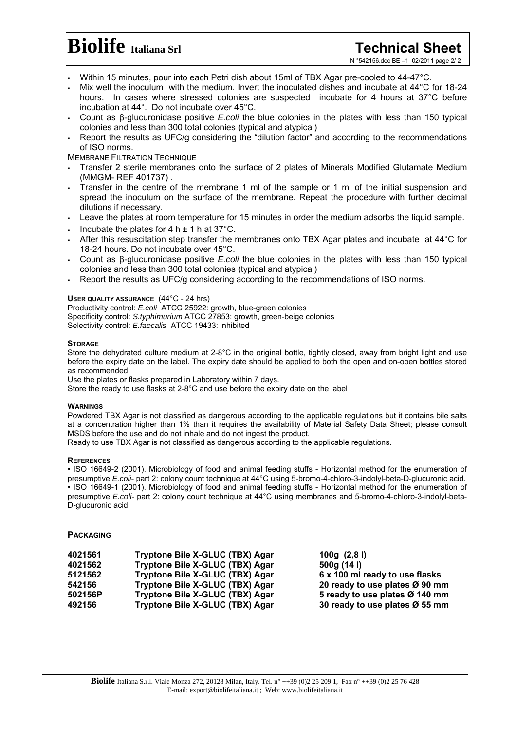- Within 15 minutes, pour into each Petri dish about 15ml of TBX Agar pre-cooled to 44-47°C.
- Mix well the inoculum with the medium. Invert the inoculated dishes and incubate at 44°C for 18-24 hours. In cases where stressed colonies are suspected incubate for 4 hours at 37°C before incubation at 44°. Do not incubate over 45°C.
- Count as β-glucuronidase positive *E.coli* the blue colonies in the plates with less than 150 typical colonies and less than 300 total colonies (typical and atypical)
- Report the results as UFC/g considering the "dilution factor" and according to the recommendations of ISO norms.

MEMBRANE FILTRATION TECHNIQUE

- Transfer 2 sterile membranes onto the surface of 2 plates of Minerals Modified Glutamate Medium (MMGM- REF 401737) .
- Transfer in the centre of the membrane 1 ml of the sample or 1 ml of the initial suspension and spread the inoculum on the surface of the membrane. Repeat the procedure with further decimal dilutions if necessary.
- Leave the plates at room temperature for 15 minutes in order the medium adsorbs the liquid sample.
- Incubate the plates for 4 h ± 1 h at 37°C.
- After this resuscitation step transfer the membranes onto TBX Agar plates and incubate at 44°C for 18-24 hours. Do not incubate over 45°C.
- Count as β-glucuronidase positive *E.coli* the blue colonies in the plates with less than 150 typical colonies and less than 300 total colonies (typical and atypical)
- Report the results as UFC/g considering according to the recommendations of ISO norms.

**USER QUALITY ASSURANCE** (44°C - 24 hrs)

Productivity control: *E.coli* ATCC 25922: growth, blue-green colonies
Specificity control: *S.typhimurium* ATCC 27853: growth, green-beige colonies
Selectivity control: *E.faecalis* ATCC 19433: inhibited

**STORAGE**

Store the dehydrated culture medium at 2-8°C in the original bottle, tightly closed, away from bright light and use before the expiry date on the label. The expiry date should be applied to both the open and on-open bottles stored as recommended.

Use the plates or flasks prepared in Laboratory within 7 days.

Store the ready to use flasks at 2-8°C and use before the expiry date on the label

**WARNINGS**

Powdered TBX Agar is not classified as dangerous according to the applicable regulations but it contains bile salts at a concentration higher than 1% than it requires the availability of Material Safety Data Sheet; please consult MSDS before the use and do not inhale and do not ingest the product.

Ready to use TBX Agar is not classified as dangerous according to the applicable regulations.

**REFERENCES**

• ISO 16649-2 (2001). Microbiology of food and animal feeding stuffs - Horizontal method for the enumeration of presumptive *E.coli*- part 2: colony count technique at 44°C using 5-bromo-4-chloro-3-indolyl-beta-D-glucuronic acid.
• ISO 16649-1 (2001). Microbiology of food and animal feeding stuffs - Horizontal method for the enumeration of presumptive *E.coli*- part 2: colony count technique at 44°C using membranes and 5-bromo-4-chloro-3-indolyl-beta-D-glucuronic acid.

**PACKAGING**

| | | |
|---|---|---|
| **4021561** | **Tryptone Bile X-GLUC (TBX) Agar** | **100g (2,8 l)** |
| **4021562** | **Tryptone Bile X-GLUC (TBX) Agar** | **500g (14 l)** |
| **5121562** | **Tryptone Bile X-GLUC (TBX) Agar** | **6 x 100 ml ready to use flasks** |
| **542156** | **Tryptone Bile X-GLUC (TBX) Agar** | **20 ready to use plates Ø 90 mm** |
| **502156P** | **Tryptone Bile X-GLUC (TBX) Agar** | **5 ready to use plates Ø 140 mm** |
| **492156** | **Tryptone Bile X-GLUC (TBX) Agar** | **30 ready to use plates Ø 55 mm** |